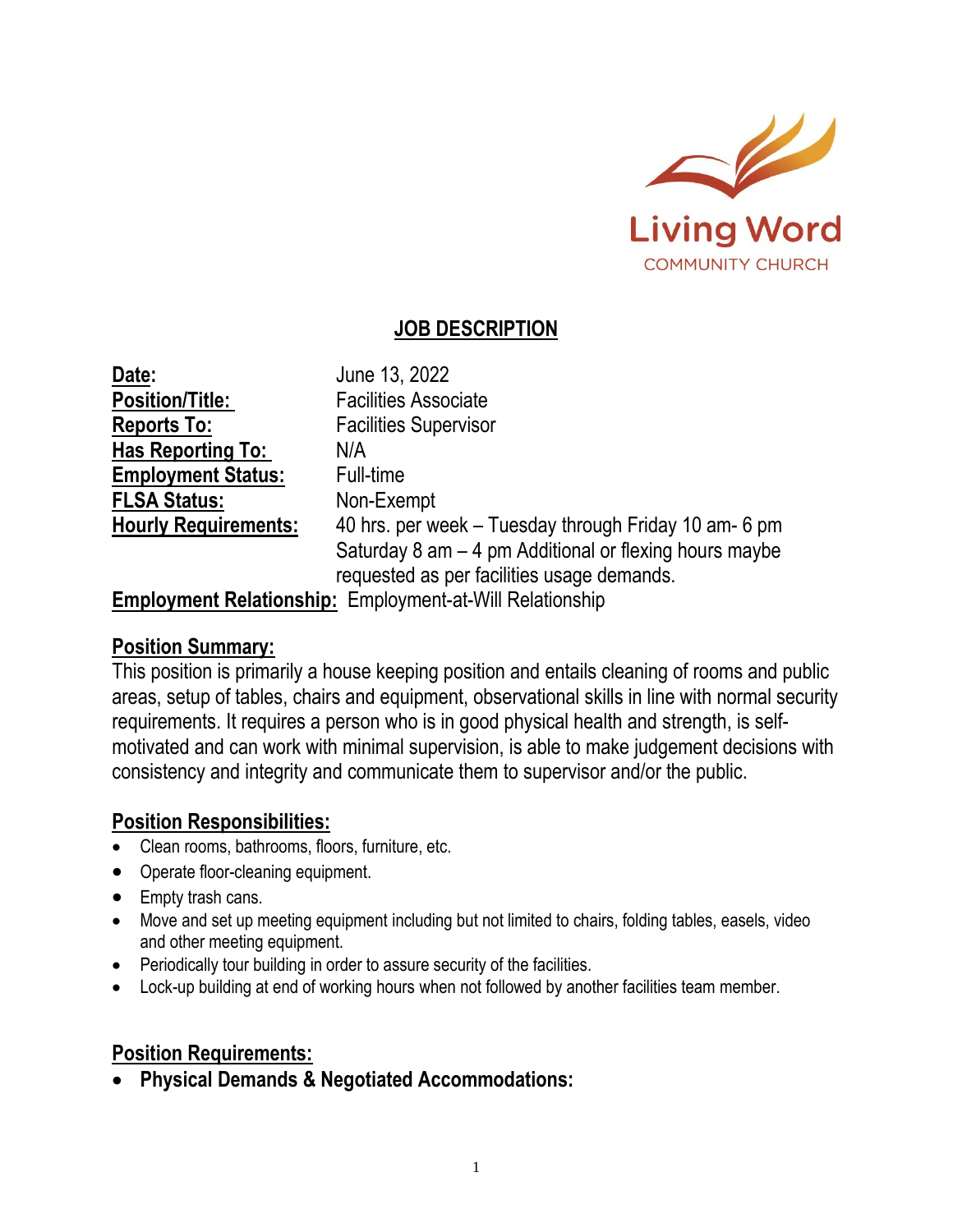Living Word
COMMUNITY CHURCH

# JOB DESCRIPTION

**Date:** June 13, 2022
**Position/Title:** Facilities Associate
**Reports To:** Facilities Supervisor
**Has Reporting To:** N/A
**Employment Status:** Full-time
**FLSA Status:** Non-Exempt
**Hourly Requirements:** 40 hrs. per week – Tuesday through Friday 10 am- 6 pm Saturday 8 am – 4 pm Additional or flexing hours maybe requested as per facilities usage demands.
**Employment Relationship:** Employment-at-Will Relationship

## Position Summary:

This position is primarily a house keeping position and entails cleaning of rooms and public areas, setup of tables, chairs and equipment, observational skills in line with normal security requirements. It requires a person who is in good physical health and strength, is self-motivated and can work with minimal supervision, is able to make judgement decisions with consistency and integrity and communicate them to supervisor and/or the public.

## Position Responsibilities:

- Clean rooms, bathrooms, floors, furniture, etc.
- Operate floor-cleaning equipment.
- Empty trash cans.
- Move and set up meeting equipment including but not limited to chairs, folding tables, easels, video and other meeting equipment.
- Periodically tour building in order to assure security of the facilities.
- Lock-up building at end of working hours when not followed by another facilities team member.

## Position Requirements:

- **Physical Demands & Negotiated Accommodations:**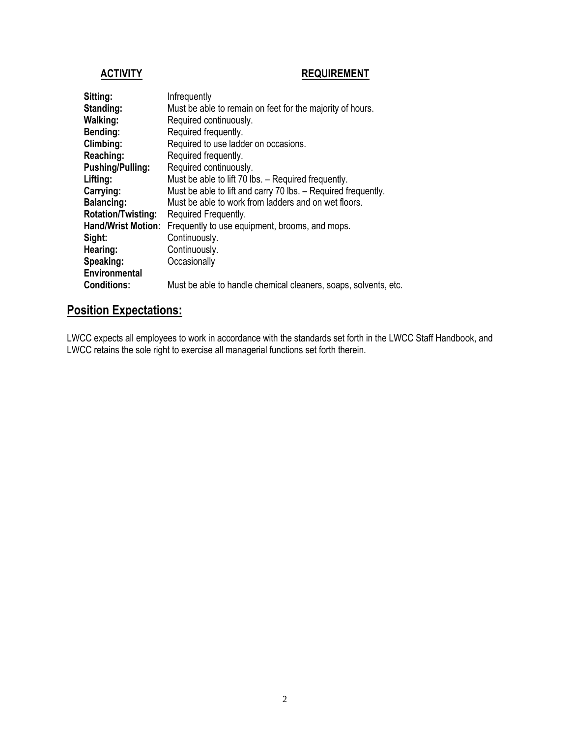| ACTIVITY | REQUIREMENT |
|---|---|
| **Sitting:** | Infrequently |
| **Standing:** | Must be able to remain on feet for the majority of hours. |
| **Walking:** | Required continuously. |
| **Bending:** | Required frequently. |
| **Climbing:** | Required to use ladder on occasions. |
| **Reaching:** | Required frequently. |
| **Pushing/Pulling:** | Required continuously. |
| **Lifting:** | Must be able to lift 70 lbs. – Required frequently. |
| **Carrying:** | Must be able to lift and carry 70 lbs. – Required frequently. |
| **Balancing:** | Must be able to work from ladders and on wet floors. |
| **Rotation/Twisting:** | Required Frequently. |
| **Hand/Wrist Motion:** | Frequently to use equipment, brooms, and mops. |
| **Sight:** | Continuously. |
| **Hearing:** | Continuously. |
| **Speaking:** | Occasionally |
| **Environmental Conditions:** | Must be able to handle chemical cleaners, soaps, solvents, etc. |

## Position Expectations:

LWCC expects all employees to work in accordance with the standards set forth in the LWCC Staff Handbook, and LWCC retains the sole right to exercise all managerial functions set forth therein.